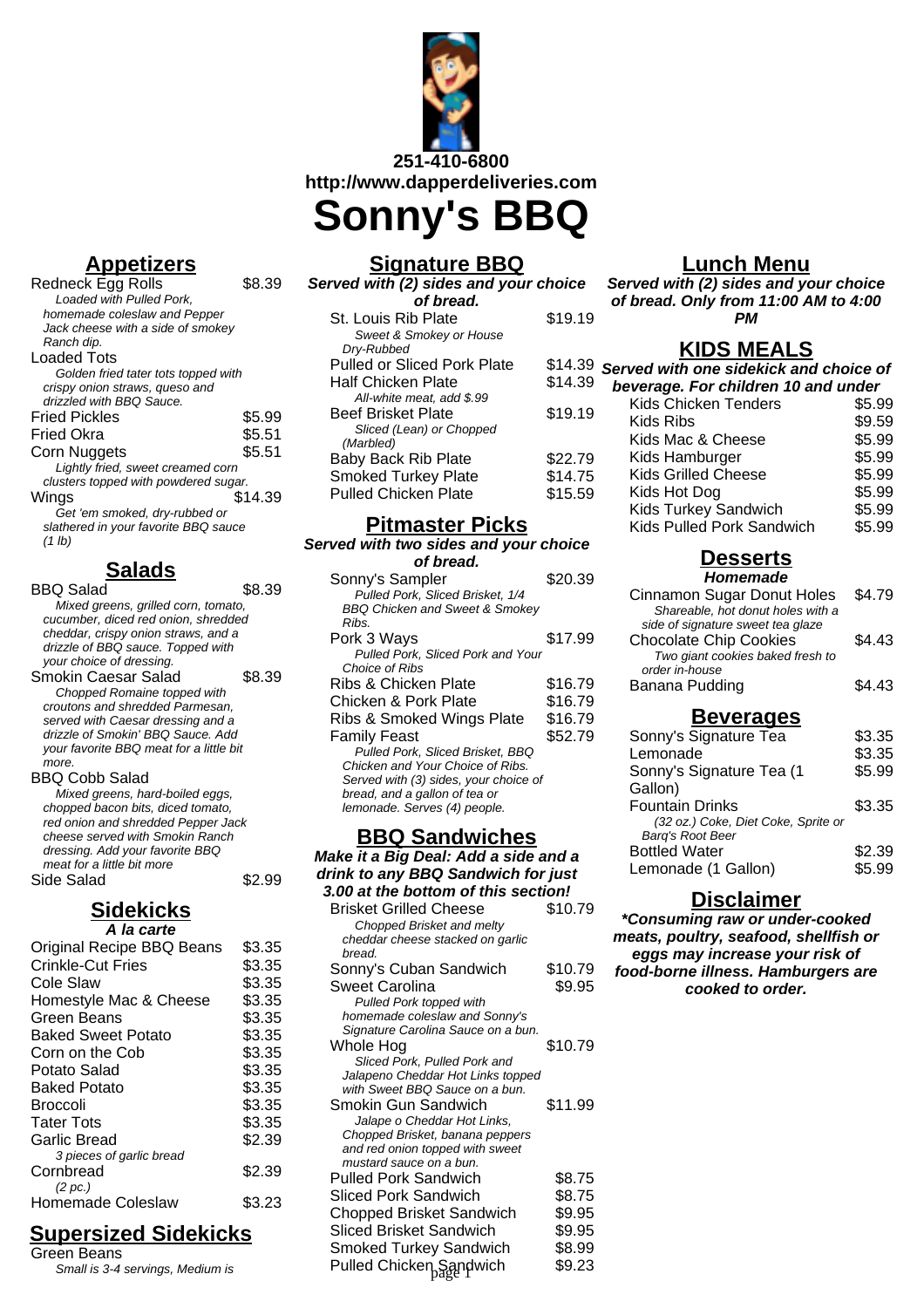251-410-6800
http://www.dapperdeliveries.com

# Sonny's BBQ

## Appetizers

| Item | Price |
|---|---|
| Redneck Egg Rolls<br>*Loaded with Pulled Pork, homemade coleslaw and Pepper Jack cheese with a side of smokey Ranch dip.* | $8.39 |
| Loaded Tots<br>*Golden fried tater tots topped with crispy onion straws, queso and drizzled with BBQ Sauce.* | |
| Fried Pickles | $5.99 |
| Fried Okra | $5.51 |
| Corn Nuggets<br>*Lightly fried, sweet creamed corn clusters topped with powdered sugar.* | $5.51 |
| Wings<br>*Get 'em smoked, dry-rubbed or slathered in your favorite BBQ sauce (1 lb)* | $14.39 |

## Salads

| Item | Price |
|---|---|
| BBQ Salad<br>*Mixed greens, grilled corn, tomato, cucumber, diced red onion, shredded cheddar, crispy onion straws, and a drizzle of BBQ sauce. Topped with your choice of dressing.* | $8.39 |
| Smokin Caesar Salad<br>*Chopped Romaine topped with croutons and shredded Parmesan, served with Caesar dressing and a drizzle of Smokin' BBQ Sauce. Add your favorite BBQ meat for a little bit more.* | $8.39 |
| BBQ Cobb Salad<br>*Mixed greens, hard-boiled eggs, chopped bacon bits, diced tomato, red onion and shredded Pepper Jack cheese served with Smokin Ranch dressing. Add your favorite BBQ meat for a little bit more* | |
| Side Salad | $2.99 |

## Sidekicks

**A la carte**

| Item | Price |
|---|---|
| Original Recipe BBQ Beans | $3.35 |
| Crinkle-Cut Fries | $3.35 |
| Cole Slaw | $3.35 |
| Homestyle Mac & Cheese | $3.35 |
| Green Beans | $3.35 |
| Baked Sweet Potato | $3.35 |
| Corn on the Cob | $3.35 |
| Potato Salad | $3.35 |
| Baked Potato | $3.35 |
| Broccoli | $3.35 |
| Tater Tots | $3.35 |
| Garlic Bread<br>*3 pieces of garlic bread* | $2.39 |
| Cornbread<br>*(2 pc.)* | $2.39 |
| Homemade Coleslaw | $3.23 |

## Supersized Sidekicks

Green Beans
*Small is 3-4 servings, Medium is*

## Signature BBQ

***Served with (2) sides and your choice of bread.***

| Item | Price |
|---|---|
| St. Louis Rib Plate<br>*Sweet & Smokey or House Dry-Rubbed* | $19.19 |
| Pulled or Sliced Pork Plate | $14.39 |
| Half Chicken Plate<br>*All-white meat, add $.99* | $14.39 |
| Beef Brisket Plate<br>*Sliced (Lean) or Chopped (Marbled)* | $19.19 |
| Baby Back Rib Plate | $22.79 |
| Smoked Turkey Plate | $14.75 |
| Pulled Chicken Plate | $15.59 |

## Pitmaster Picks

***Served with two sides and your choice of bread.***

| Item | Price |
|---|---|
| Sonny's Sampler<br>*Pulled Pork, Sliced Brisket, 1/4 BBQ Chicken and Sweet & Smokey Ribs.* | $20.39 |
| Pork 3 Ways<br>*Pulled Pork, Sliced Pork and Your Choice of Ribs* | $17.99 |
| Ribs & Chicken Plate | $16.79 |
| Chicken & Pork Plate | $16.79 |
| Ribs & Smoked Wings Plate | $16.79 |
| Family Feast<br>*Pulled Pork, Sliced Brisket, BBQ Chicken and Your Choice of Ribs. Served with (3) sides, your choice of bread, and a gallon of tea or lemonade. Serves (4) people.* | $52.79 |

## BBQ Sandwiches

***Make it a Big Deal: Add a side and a drink to any BBQ Sandwich for just 3.00 at the bottom of this section!***

| Item | Price |
|---|---|
| Brisket Grilled Cheese<br>*Chopped Brisket and melty cheddar cheese stacked on garlic bread.* | $10.79 |
| Sonny's Cuban Sandwich | $10.79 |
| Sweet Carolina<br>*Pulled Pork topped with homemade coleslaw and Sonny's Signature Carolina Sauce on a bun.* | $9.95 |
| Whole Hog<br>*Sliced Pork, Pulled Pork and Jalapeno Cheddar Hot Links topped with Sweet BBQ Sauce on a bun.* | $10.79 |
| Smokin Gun Sandwich<br>*Jalape o Cheddar Hot Links, Chopped Brisket, banana peppers and red onion topped with sweet mustard sauce on a bun.* | $11.99 |
| Pulled Pork Sandwich | $8.75 |
| Sliced Pork Sandwich | $8.75 |
| Chopped Brisket Sandwich | $9.95 |
| Sliced Brisket Sandwich | $9.95 |
| Smoked Turkey Sandwich | $8.99 |
| Pulled Chicken Sandwich | $9.23 |

## Lunch Menu

***Served with (2) sides and your choice of bread. Only from 11:00 AM to 4:00 PM***

## KIDS MEALS

***Served with one sidekick and choice of beverage. For children 10 and under***

| Item | Price |
|---|---|
| Kids Chicken Tenders | $5.99 |
| Kids Ribs | $9.59 |
| Kids Mac & Cheese | $5.99 |
| Kids Hamburger | $5.99 |
| Kids Grilled Cheese | $5.99 |
| Kids Hot Dog | $5.99 |
| Kids Turkey Sandwich | $5.99 |
| Kids Pulled Pork Sandwich | $5.99 |

## Desserts

***Homemade***

| Item | Price |
|---|---|
| Cinnamon Sugar Donut Holes<br>*Shareable, hot donut holes with a side of signature sweet tea glaze* | $4.79 |
| Chocolate Chip Cookies<br>*Two giant cookies baked fresh to order in-house* | $4.43 |
| Banana Pudding | $4.43 |

## Beverages

| Item | Price |
|---|---|
| Sonny's Signature Tea | $3.35 |
| Lemonade | $3.35 |
| Sonny's Signature Tea (1 Gallon) | $5.99 |
| Fountain Drinks<br>*(32 oz.) Coke, Diet Coke, Sprite or Barq's Root Beer* | $3.35 |
| Bottled Water | $2.39 |
| Lemonade (1 Gallon) | $5.99 |

## Disclaimer

***\*Consuming raw or under-cooked meats, poultry, seafood, shellfish or eggs may increase your risk of food-borne illness. Hamburgers are cooked to order.***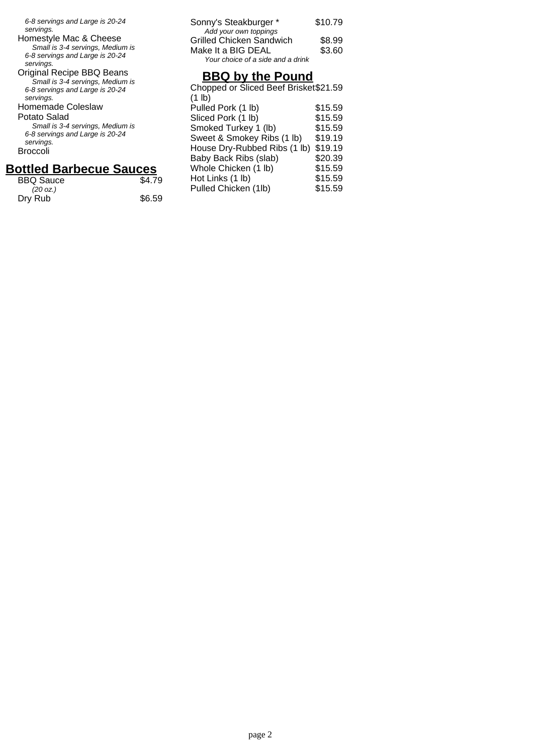*6-8 servings and Large is 20-24 servings.*

Homestyle Mac & Cheese
*Small is 3-4 servings, Medium is 6-8 servings and Large is 20-24 servings.*

Original Recipe BBQ Beans
*Small is 3-4 servings, Medium is 6-8 servings and Large is 20-24 servings.*

Homemade Coleslaw

Potato Salad
*Small is 3-4 servings, Medium is 6-8 servings and Large is 20-24 servings.*

Broccoli

## Bottled Barbecue Sauces

| | |
|---|---|
| BBQ Sauce *(20 oz.)* | $4.79 |
| Dry Rub | $6.59 |

| | |
|---|---|
| Sonny's Steakburger * *Add your own toppings* | $10.79 |
| Grilled Chicken Sandwich | $8.99 |
| Make It a BIG DEAL *Your choice of a side and a drink* | $3.60 |

## BBQ by the Pound

| | |
|---|---|
| Chopped or Sliced Beef Brisket (1 lb) | $21.59 |
| Pulled Pork (1 lb) | $15.59 |
| Sliced Pork (1 lb) | $15.59 |
| Smoked Turkey 1 (lb) | $15.59 |
| Sweet & Smokey Ribs (1 lb) | $19.19 |
| House Dry-Rubbed Ribs (1 lb) | $19.19 |
| Baby Back Ribs (slab) | $20.39 |
| Whole Chicken (1 lb) | $15.59 |
| Hot Links (1 lb) | $15.59 |
| Pulled Chicken (1lb) | $15.59 |